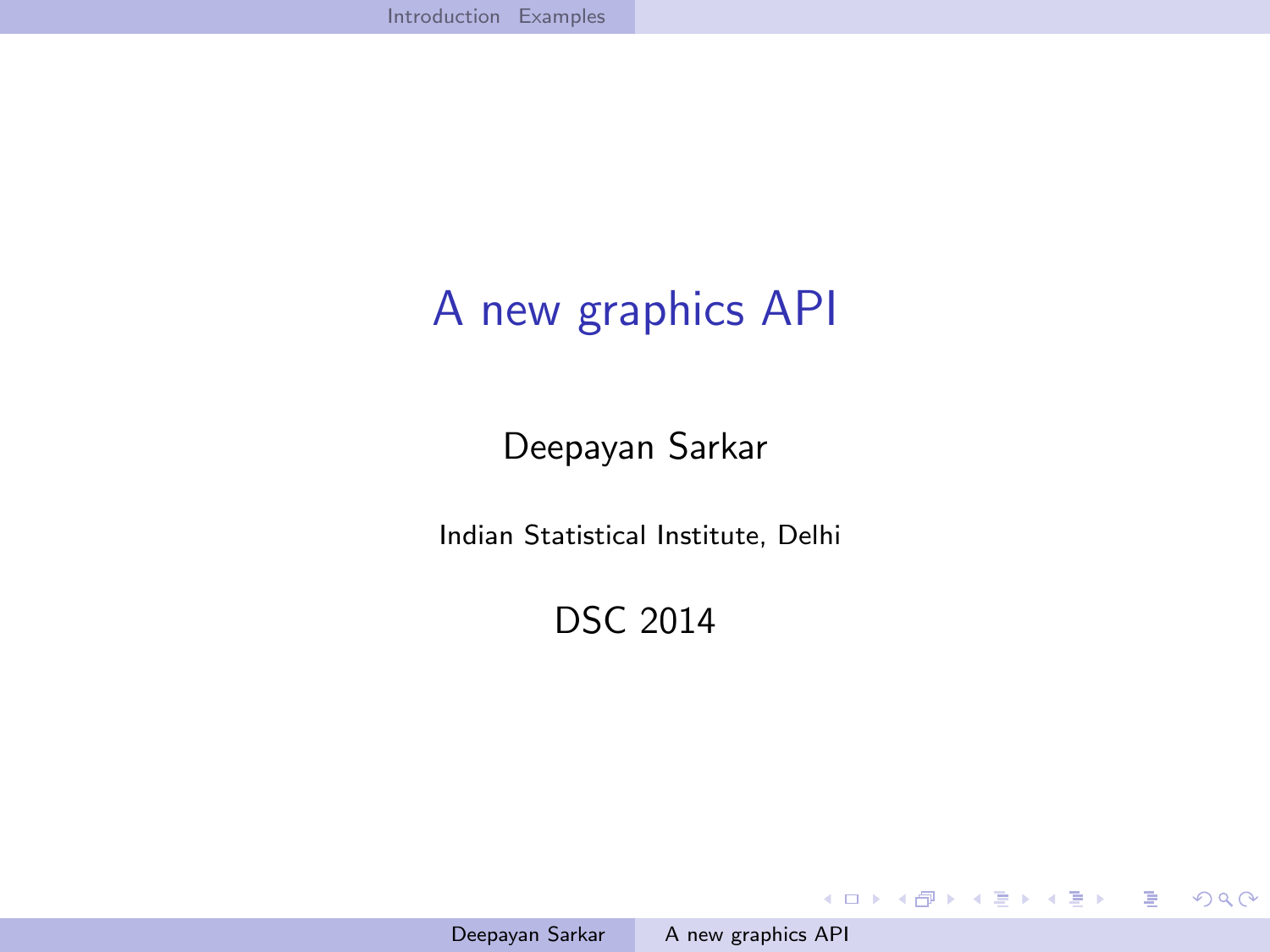# A new graphics API

Deepayan Sarkar

Indian Statistical Institute, Delhi

DSC 2014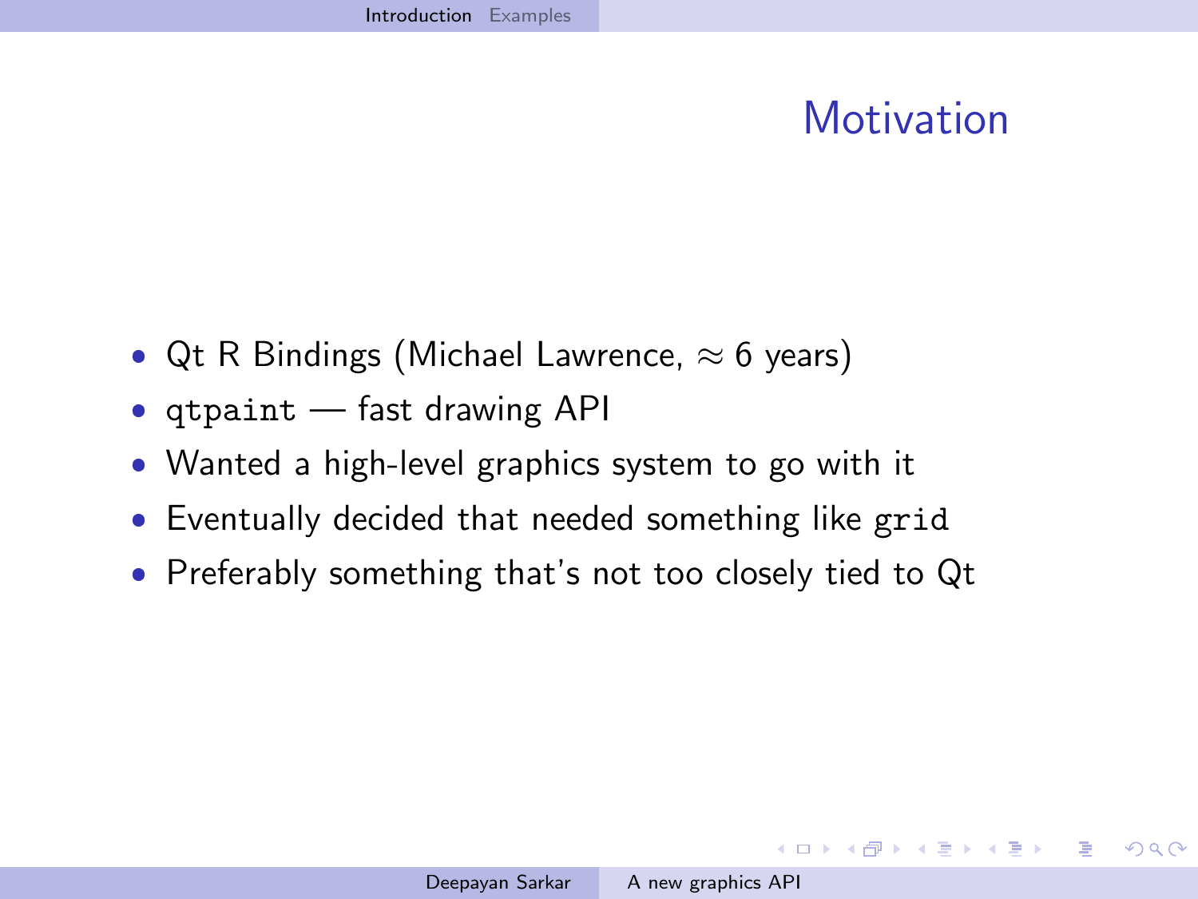# Motivation

- Qt R Bindings (Michael Lawrence, $\approx$ 6 years)
- `qtpaint` — fast drawing API
- Wanted a high-level graphics system to go with it
- Eventually decided that needed something like `grid`
- Preferably something that's not too closely tied to Qt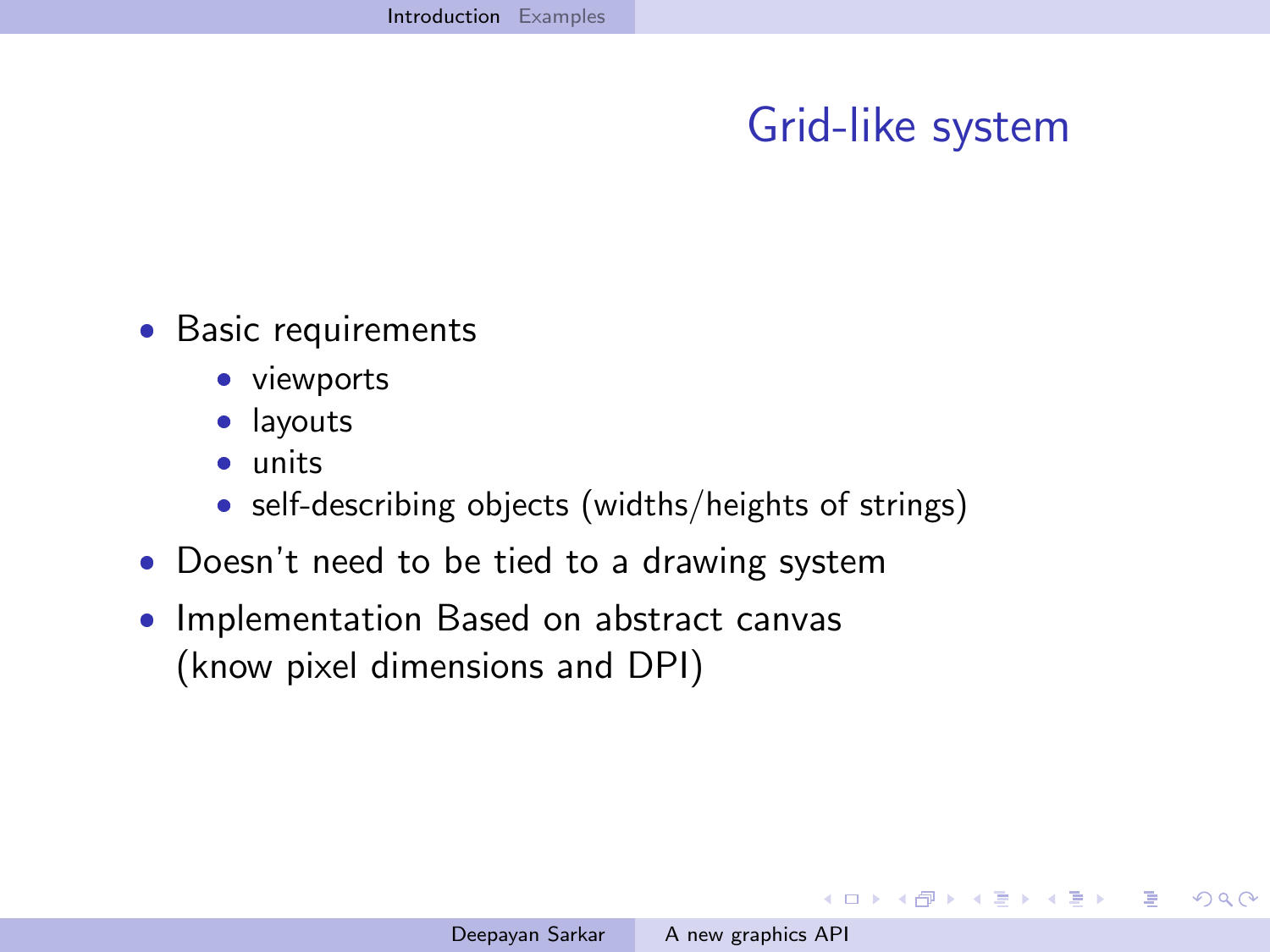# Grid-like system

- Basic requirements
  - viewports
  - layouts
  - units
  - self-describing objects (widths/heights of strings)
- Doesn't need to be tied to a drawing system
- Implementation Based on abstract canvas
  (know pixel dimensions and DPI)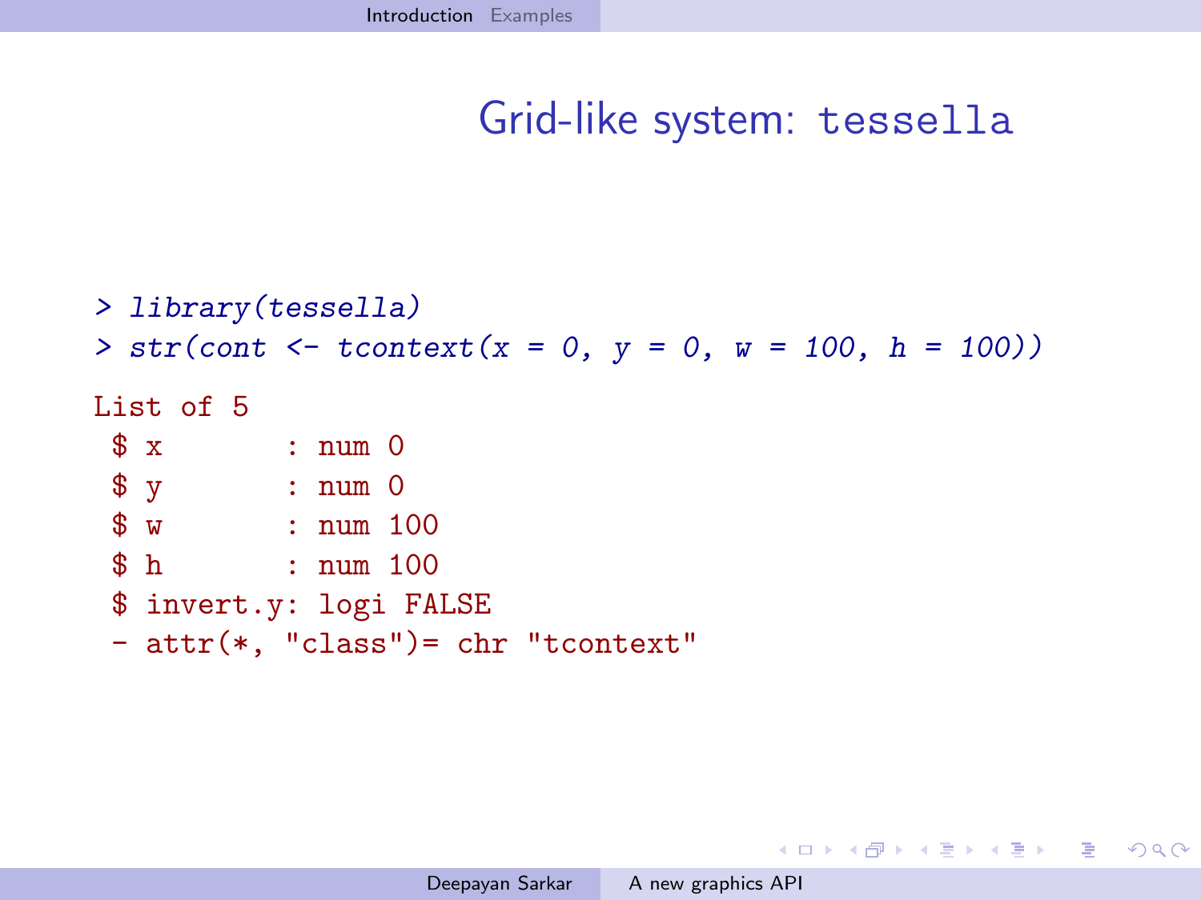# Grid-like system: tessella

```
> library(tessella)
> str(cont <- tcontext(x = 0, y = 0, w = 100, h = 100))
```

```
List of 5
 $ x       : num 0
 $ y       : num 0
 $ w       : num 100
 $ h       : num 100
 $ invert.y: logi FALSE
 - attr(*, "class")= chr "tcontext"
```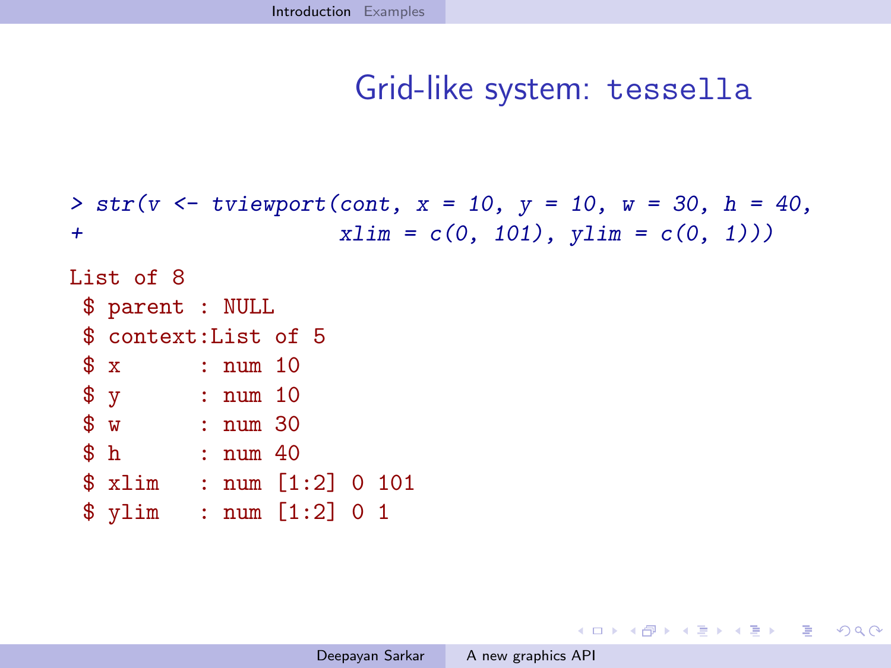# Grid-like system: tessella

```
> str(v <- tviewport(cont, x = 10, y = 10, w = 30, h = 40,
+                    xlim = c(0, 101), ylim = c(0, 1)))

List of 8
 $ parent : NULL
 $ context:List of 5
 $ x      : num 10
 $ y      : num 10
 $ w      : num 30
 $ h      : num 40
 $ xlim   : num [1:2] 0 101
 $ ylim   : num [1:2] 0 1
```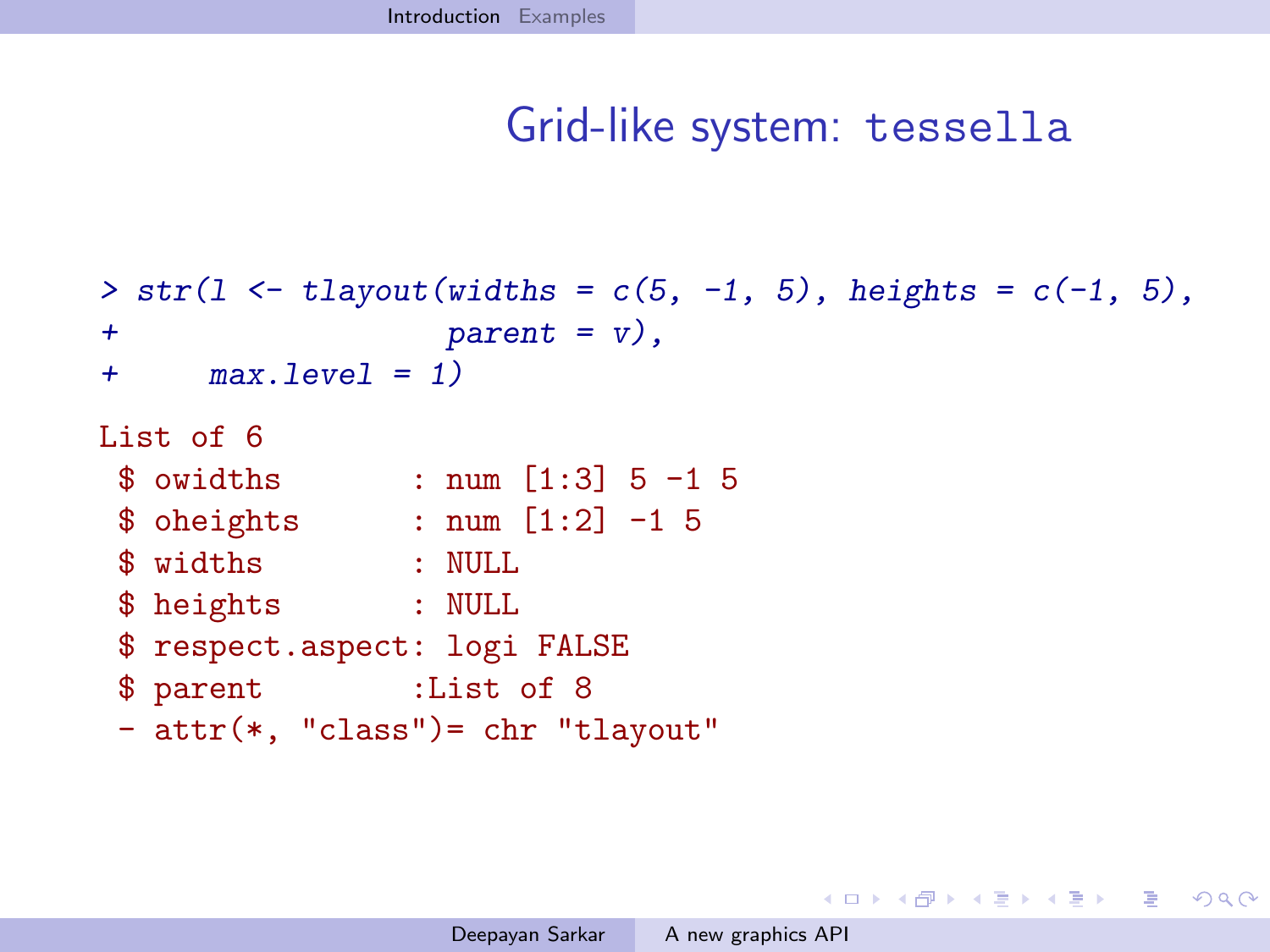# Grid-like system: tessella

```
> str(l <- tlayout(widths = c(5, -1, 5), heights = c(-1, 5),
+                   parent = v),
+     max.level = 1)

List of 6
 $ owidths       : num [1:3] 5 -1 5
 $ oheights      : num [1:2] -1 5
 $ widths        : NULL
 $ heights       : NULL
 $ respect.aspect: logi FALSE
 $ parent        :List of 8
 - attr(*, "class")= chr "tlayout"
```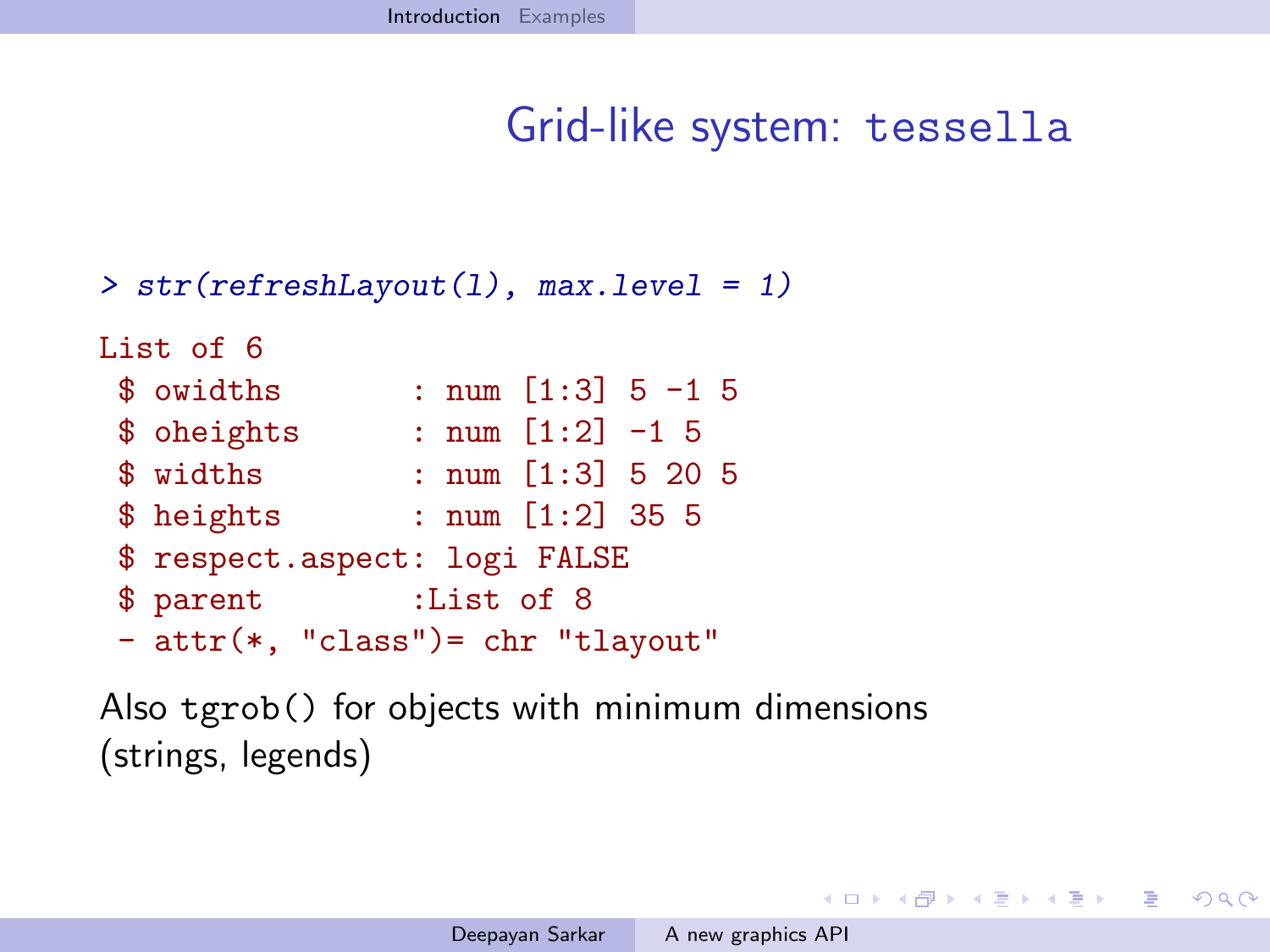# Grid-like system: tessella

```
> str(refreshLayout(l), max.level = 1)

List of 6
 $ owidths       : num [1:3] 5 -1 5
 $ oheights      : num [1:2] -1 5
 $ widths        : num [1:3] 5 20 5
 $ heights       : num [1:2] 35 5
 $ respect.aspect: logi FALSE
 $ parent        :List of 8
 - attr(*, "class")= chr "tlayout"
```

Also `tgrob()` for objects with minimum dimensions (strings, legends)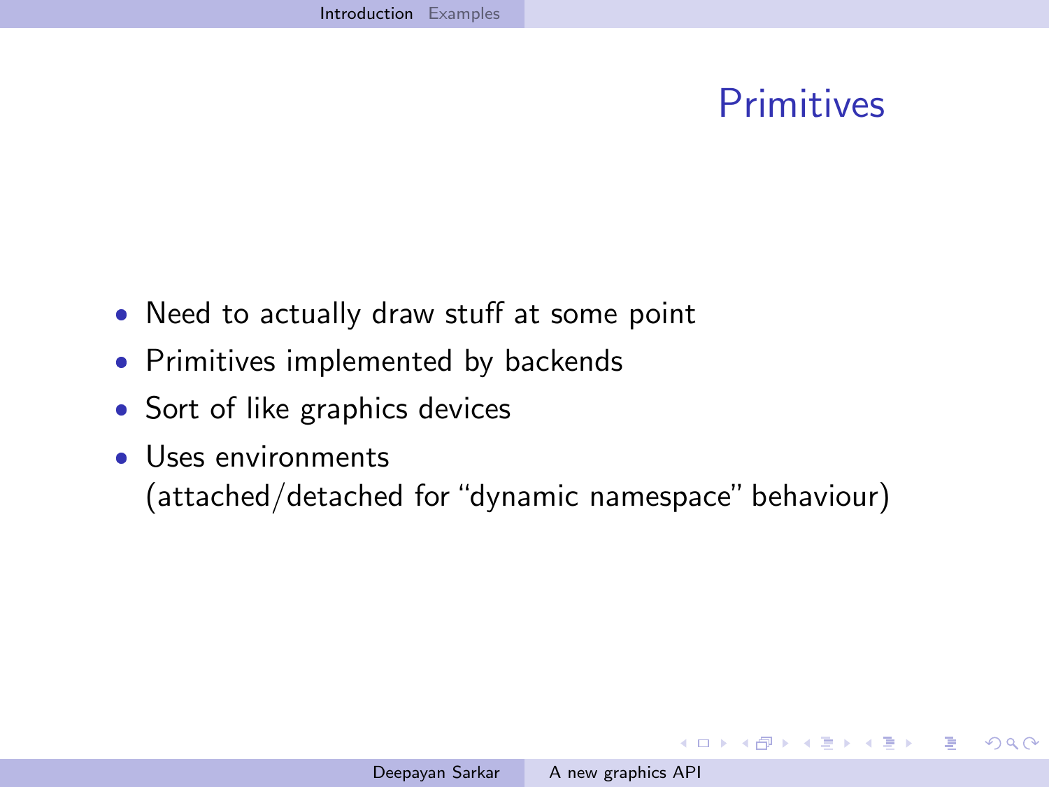## Primitives

- Need to actually draw stuff at some point
- Primitives implemented by backends
- Sort of like graphics devices
- Uses environments
  (attached/detached for "dynamic namespace" behaviour)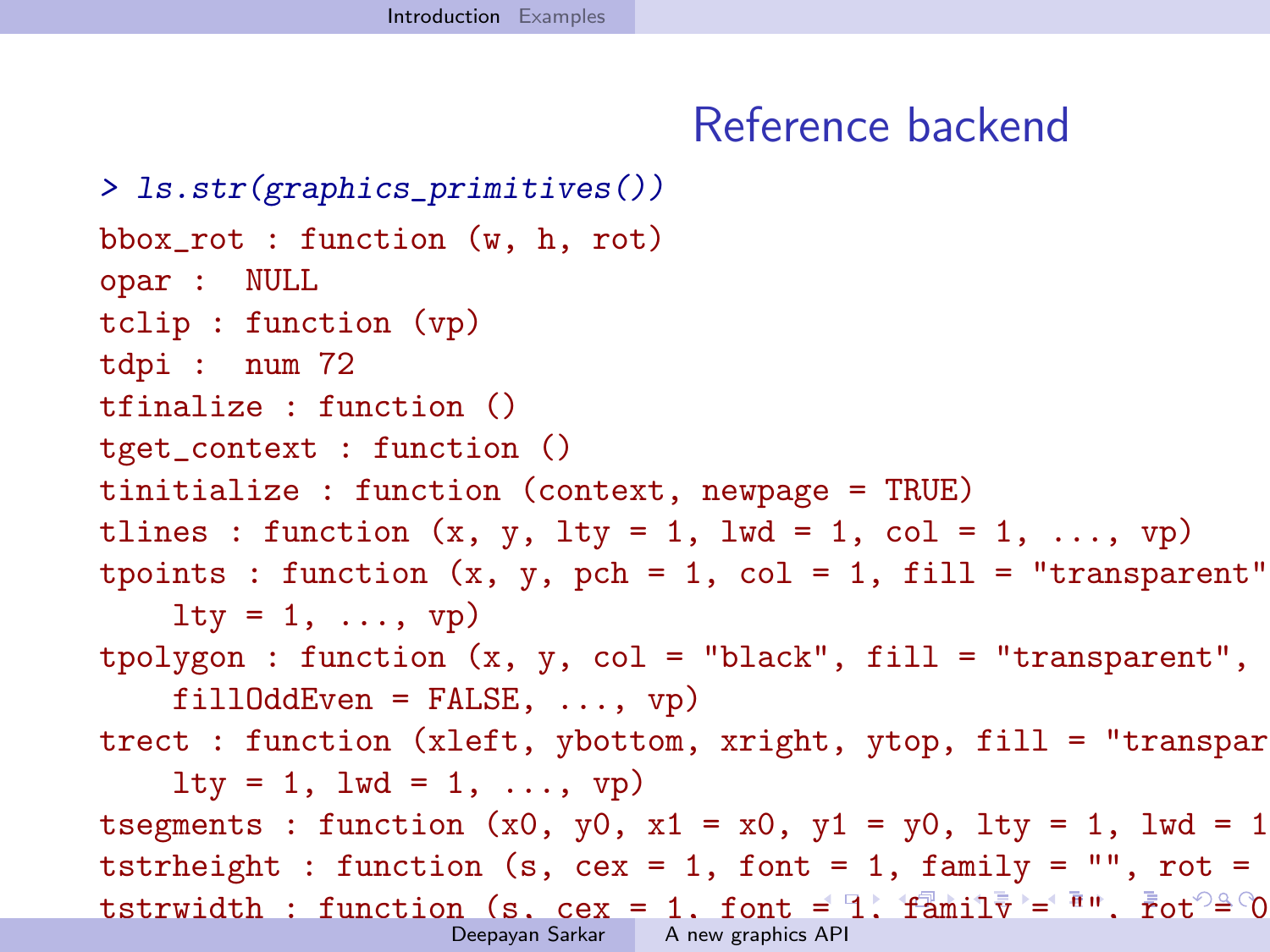# Reference backend

```
> ls.str(graphics_primitives())
bbox_rot : function (w, h, rot)
opar :  NULL
tclip : function (vp)
tdpi :  num 72
tfinalize : function ()
tget_context : function ()
tinitialize : function (context, newpage = TRUE)
tlines : function (x, y, lty = 1, lwd = 1, col = 1, ..., vp)
tpoints : function (x, y, pch = 1, col = 1, fill = "transparent"
    lty = 1, ..., vp)
tpolygon : function (x, y, col = "black", fill = "transparent",
    fillOddEven = FALSE, ..., vp)
trect : function (xleft, ybottom, xright, ytop, fill = "transpar
    lty = 1, lwd = 1, ..., vp)
tsegments : function (x0, y0, x1 = x0, y1 = y0, lty = 1, lwd = 1
tstrheight : function (s, cex = 1, font = 1, family = "", rot =
tstrwidth : function (s, cex = 1, font = 1, family = "", rot = 0
```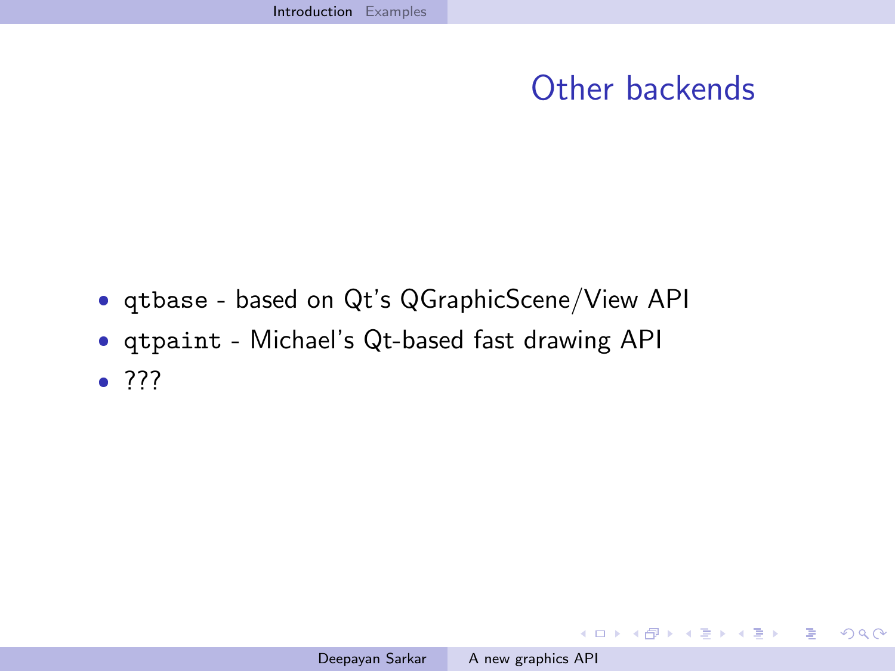# Other backends

- `qtbase` - based on Qt's QGraphicScene/View API
- `qtpaint` - Michael's Qt-based fast drawing API
- ???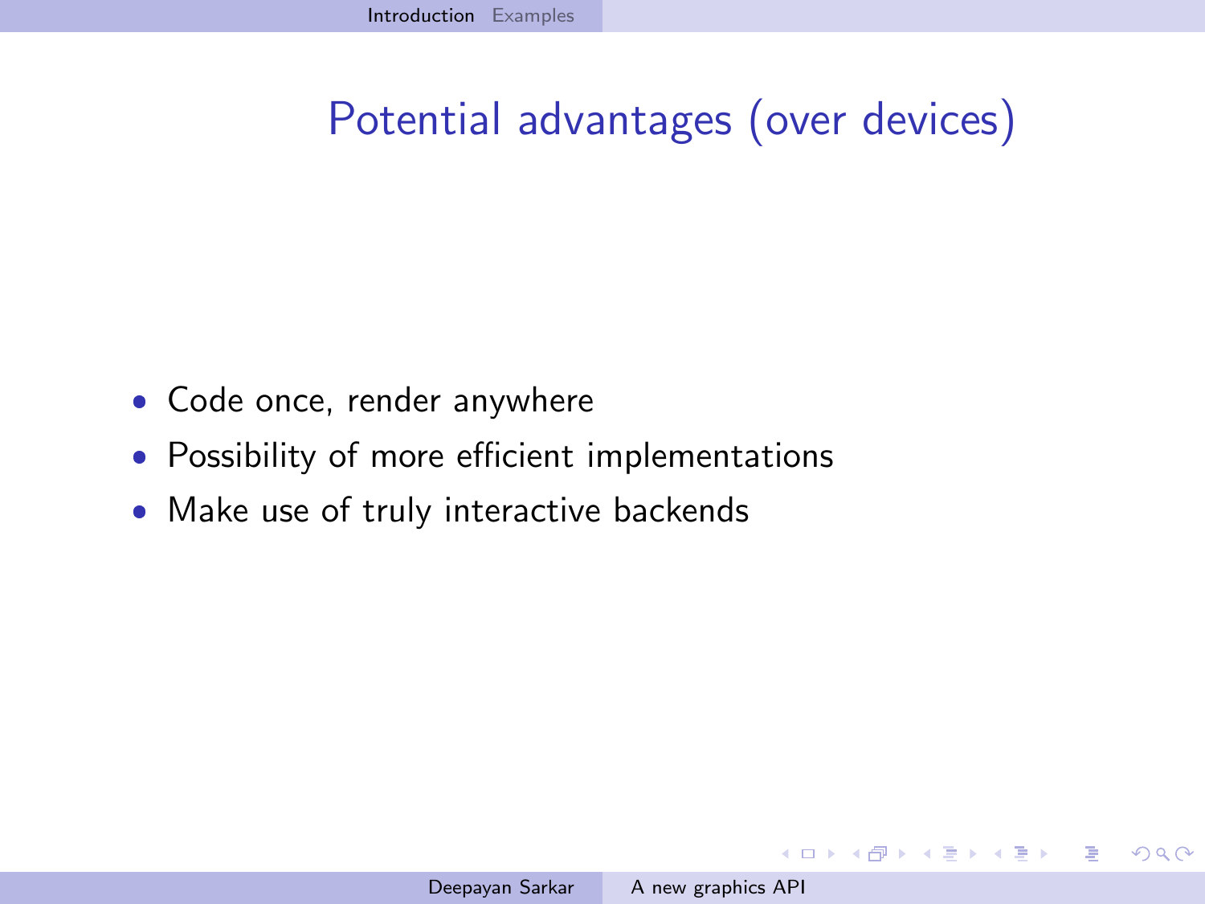# Potential advantages (over devices)

- Code once, render anywhere
- Possibility of more efficient implementations
- Make use of truly interactive backends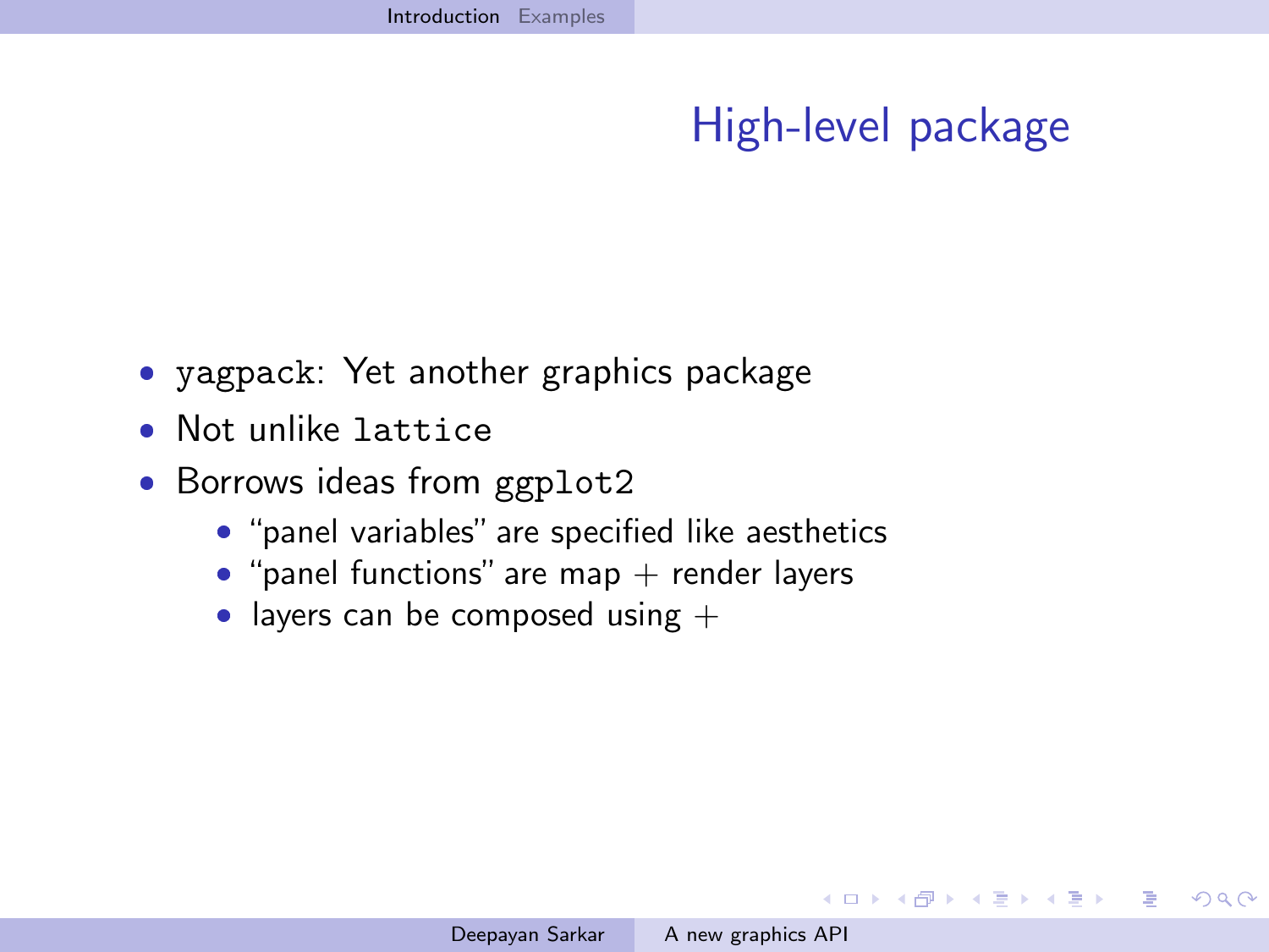# High-level package

- `yagpack`: Yet another graphics package
- Not unlike `lattice`
- Borrows ideas from `ggplot2`
  - "panel variables" are specified like aesthetics
  - "panel functions" are map + render layers
  - layers can be composed using +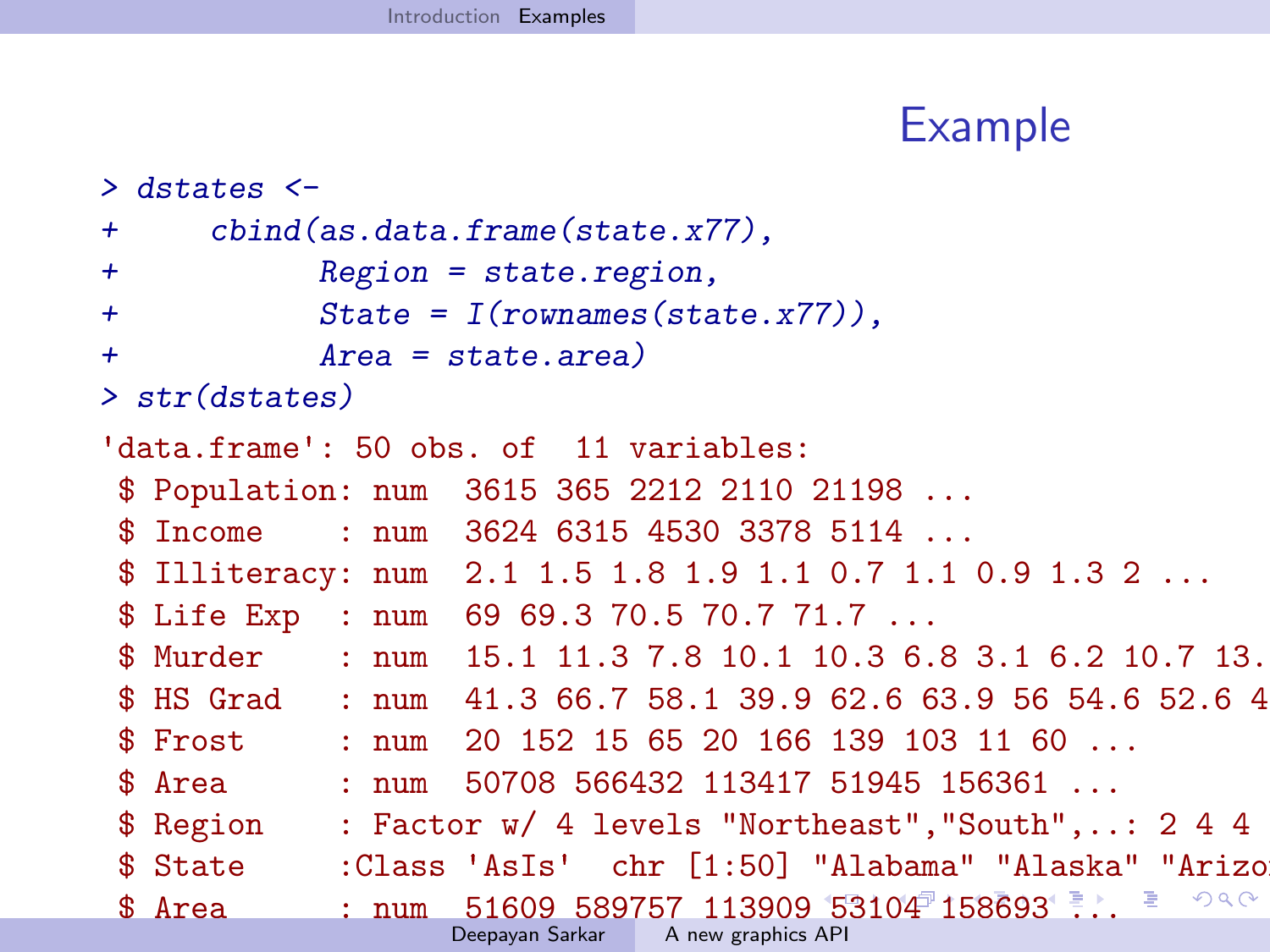# Example

```
> dstates <-
+     cbind(as.data.frame(state.x77),
+           Region = state.region,
+           State = I(rownames(state.x77)),
+           Area = state.area)
> str(dstates)
```

```
'data.frame': 50 obs. of  11 variables:
 $ Population: num  3615 365 2212 2110 21198 ...
 $ Income    : num  3624 6315 4530 3378 5114 ...
 $ Illiteracy: num  2.1 1.5 1.8 1.9 1.1 0.7 1.1 0.9 1.3 2 ...
 $ Life Exp  : num  69 69.3 70.5 70.7 71.7 ...
 $ Murder    : num  15.1 11.3 7.8 10.1 10.3 6.8 3.1 6.2 10.7 13.
 $ HS Grad   : num  41.3 66.7 58.1 39.9 62.6 63.9 56 54.6 52.6 4
 $ Frost     : num  20 152 15 65 20 166 139 103 11 60 ...
 $ Area      : num  50708 566432 113417 51945 156361 ...
 $ Region    : Factor w/ 4 levels "Northeast","South",..: 2 4 4
 $ State     :Class 'AsIs'  chr [1:50] "Alabama" "Alaska" "Arizo
 $ Area      : num  51609 589757 113909 53104 158693 ...
```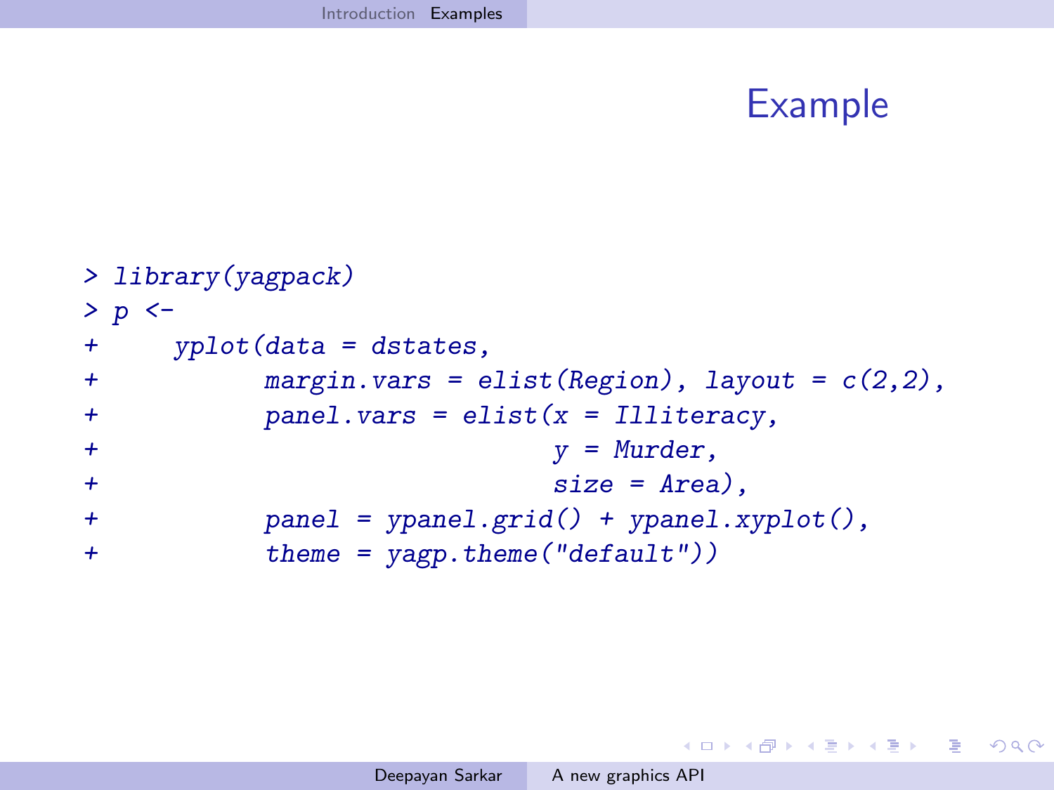# Example

```
> library(yagpack)
> p <-
+     yplot(data = dstates,
+           margin.vars = elist(Region), layout = c(2,2),
+           panel.vars = elist(x = Illiteracy,
+                              y = Murder,
+                              size = Area),
+           panel = ypanel.grid() + ypanel.xyplot(),
+           theme = yagp.theme("default"))
```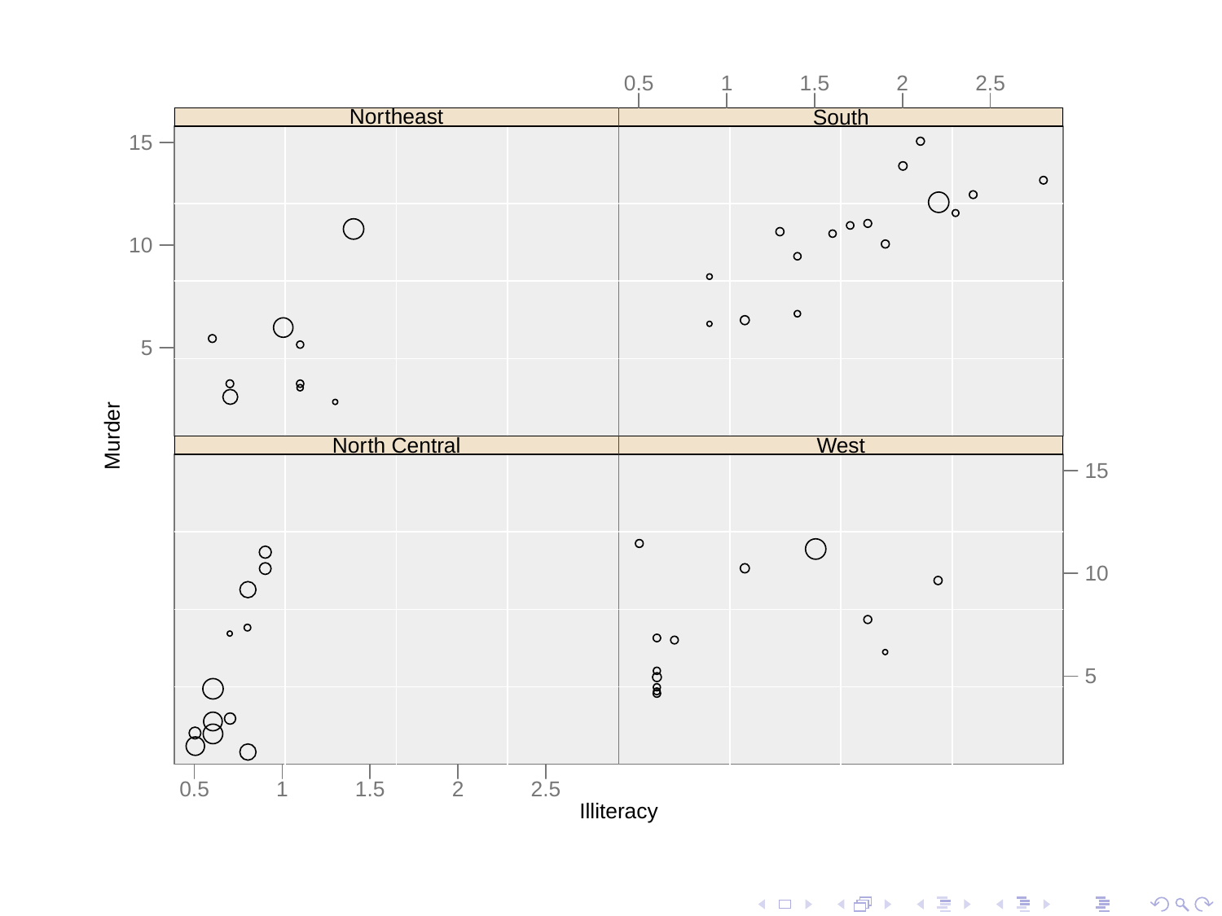Northeast

South

North Central

West

Murder

Illiteracy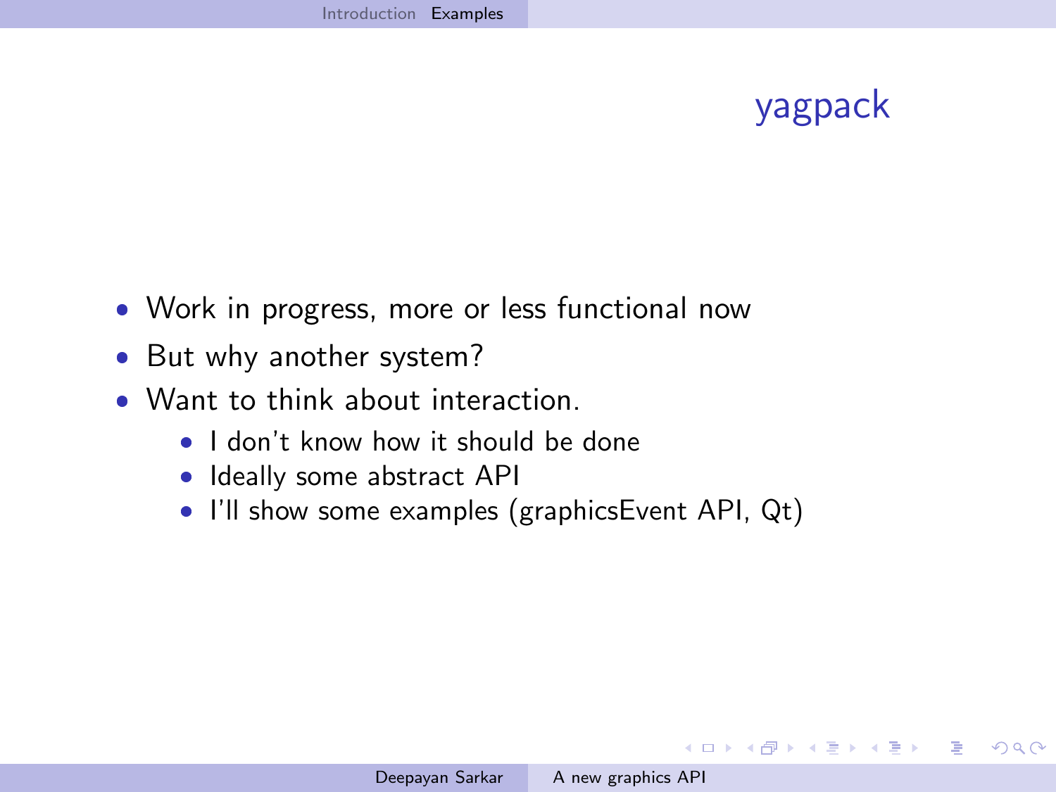# yagpack

- Work in progress, more or less functional now
- But why another system?
- Want to think about interaction.
  - I don't know how it should be done
  - Ideally some abstract API
  - I'll show some examples (graphicsEvent API, Qt)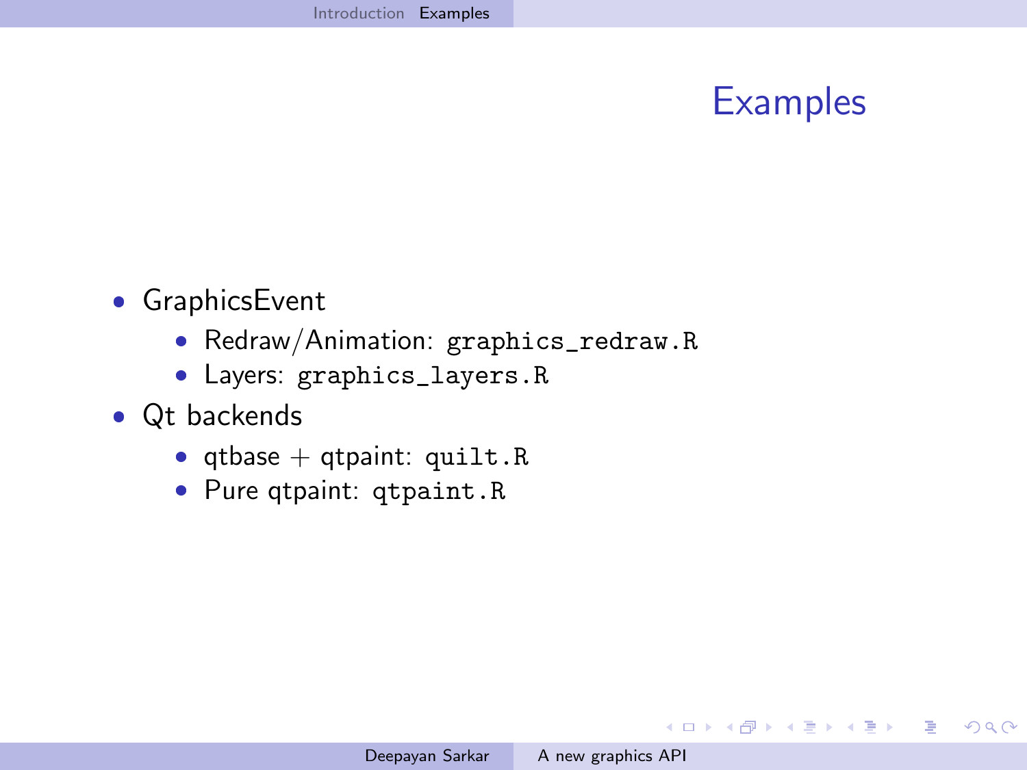# Examples

- GraphicsEvent
  - Redraw/Animation: `graphics_redraw.R`
  - Layers: `graphics_layers.R`
- Qt backends
  - qtbase + qtpaint: `quilt.R`
  - Pure qtpaint: `qtpaint.R`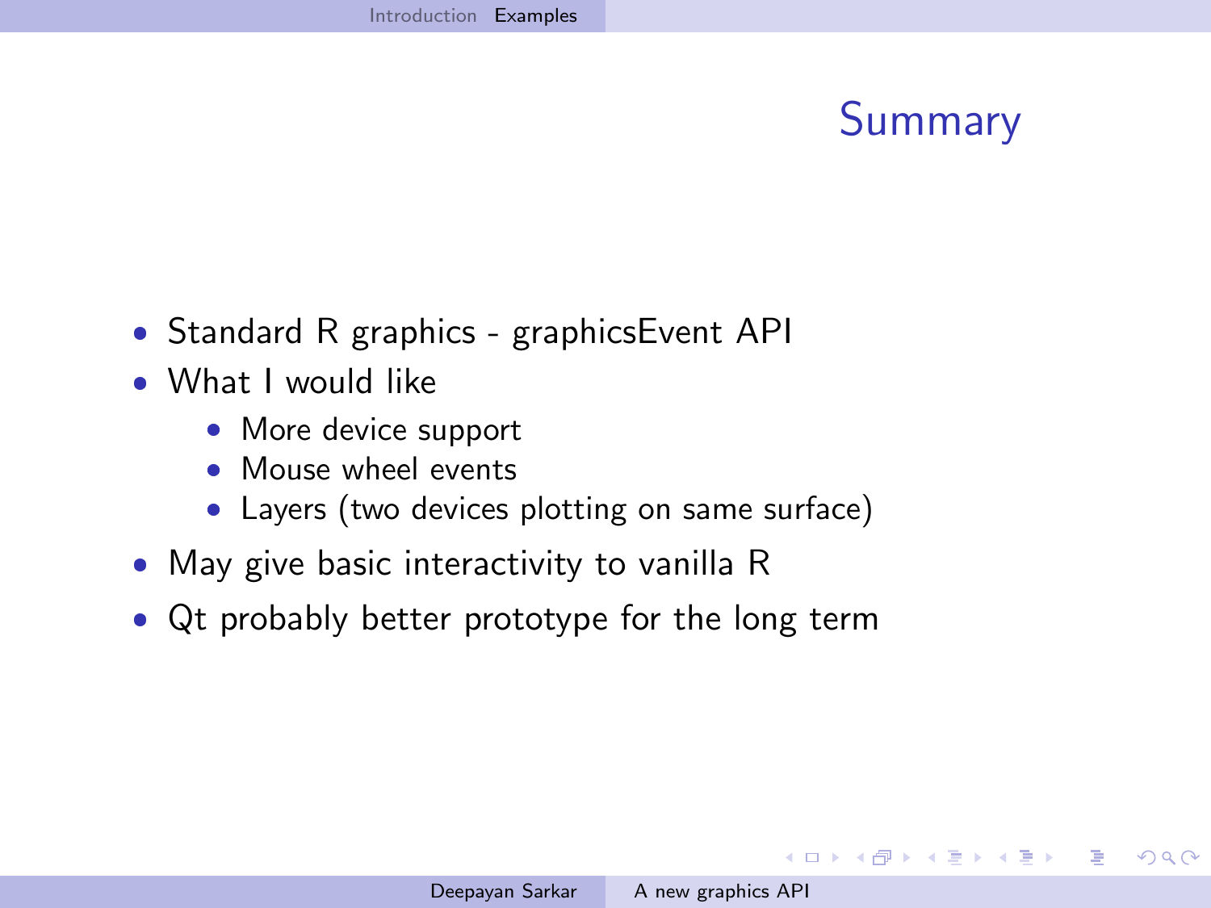## Summary

- Standard R graphics - graphicsEvent API
- What I would like
  - More device support
  - Mouse wheel events
  - Layers (two devices plotting on same surface)
- May give basic interactivity to vanilla R
- Qt probably better prototype for the long term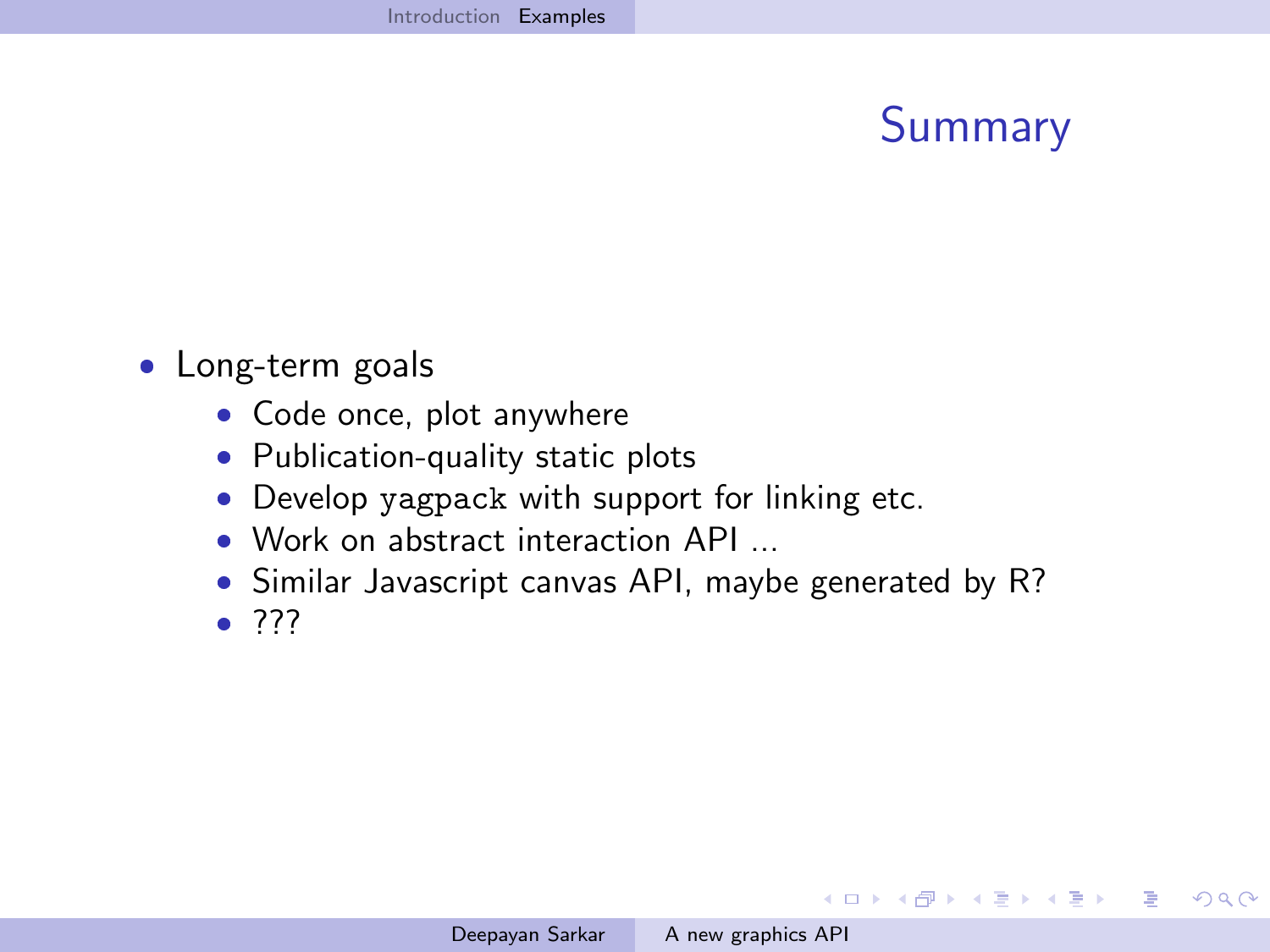# Summary

- Long-term goals
  - Code once, plot anywhere
  - Publication-quality static plots
  - Develop `yagpack` with support for linking etc.
  - Work on abstract interaction API ...
  - Similar Javascript canvas API, maybe generated by R?
  - ???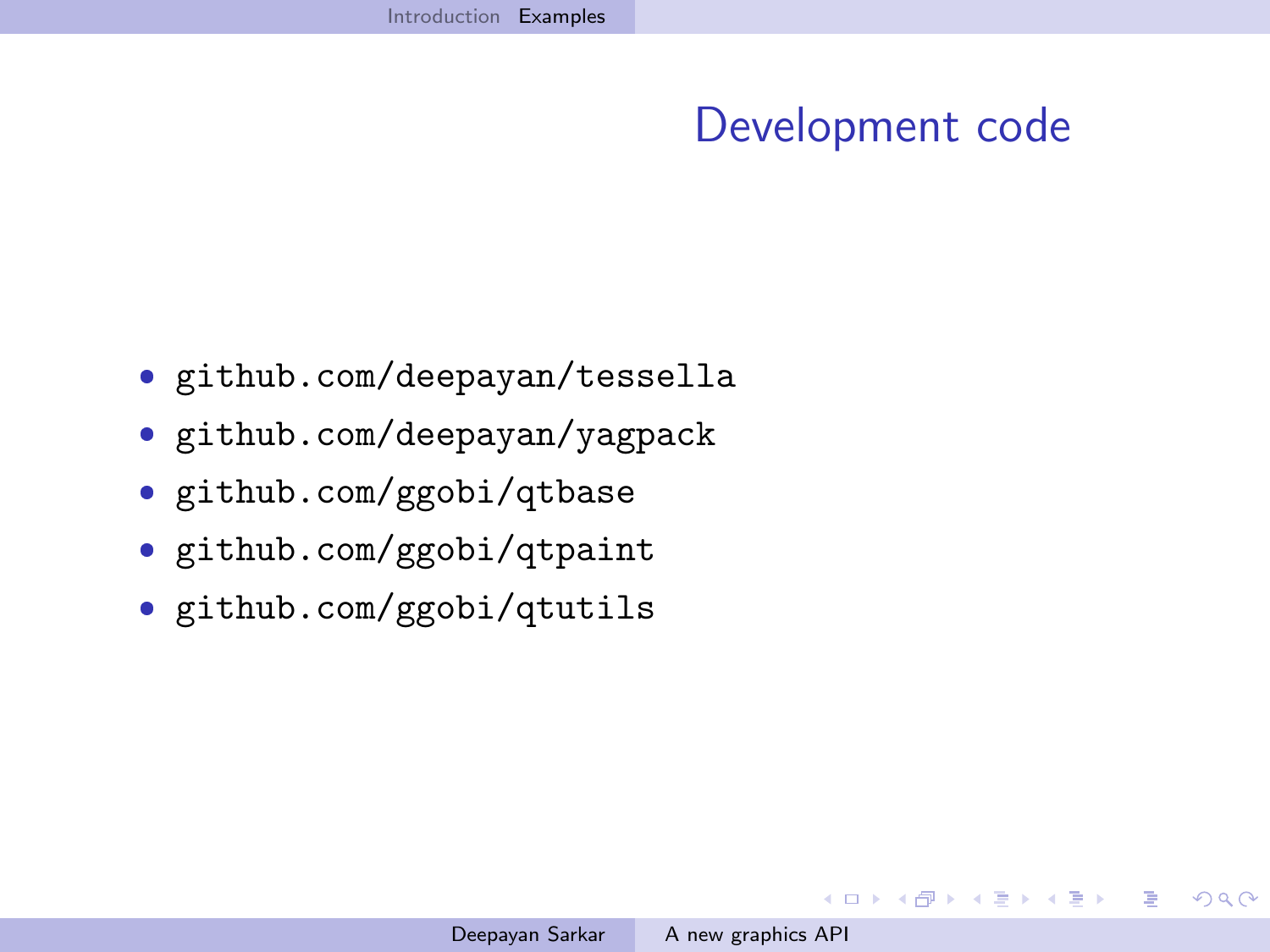# Development code

- github.com/deepayan/tessella
- github.com/deepayan/yagpack
- github.com/ggobi/qtbase
- github.com/ggobi/qtpaint
- github.com/ggobi/qtutils